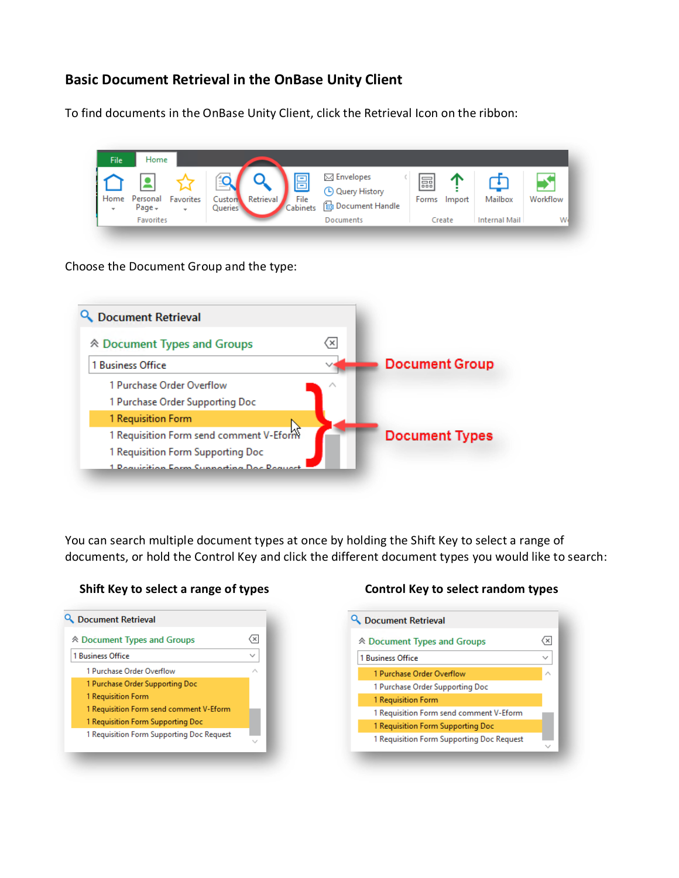## Basic Document Retrieval in the OnBase Unity Client

To find documents in the OnBase Unity Client, click the Retrieval Icon on the ribbon:

Choose the Document Group and the type:

You can search multiple document types at once by holding the Shift Key to select a range of documents, or hold the Control Key and click the different document types you would like to search:

**Shift Key to select a range of types**

**Control Key to select random types**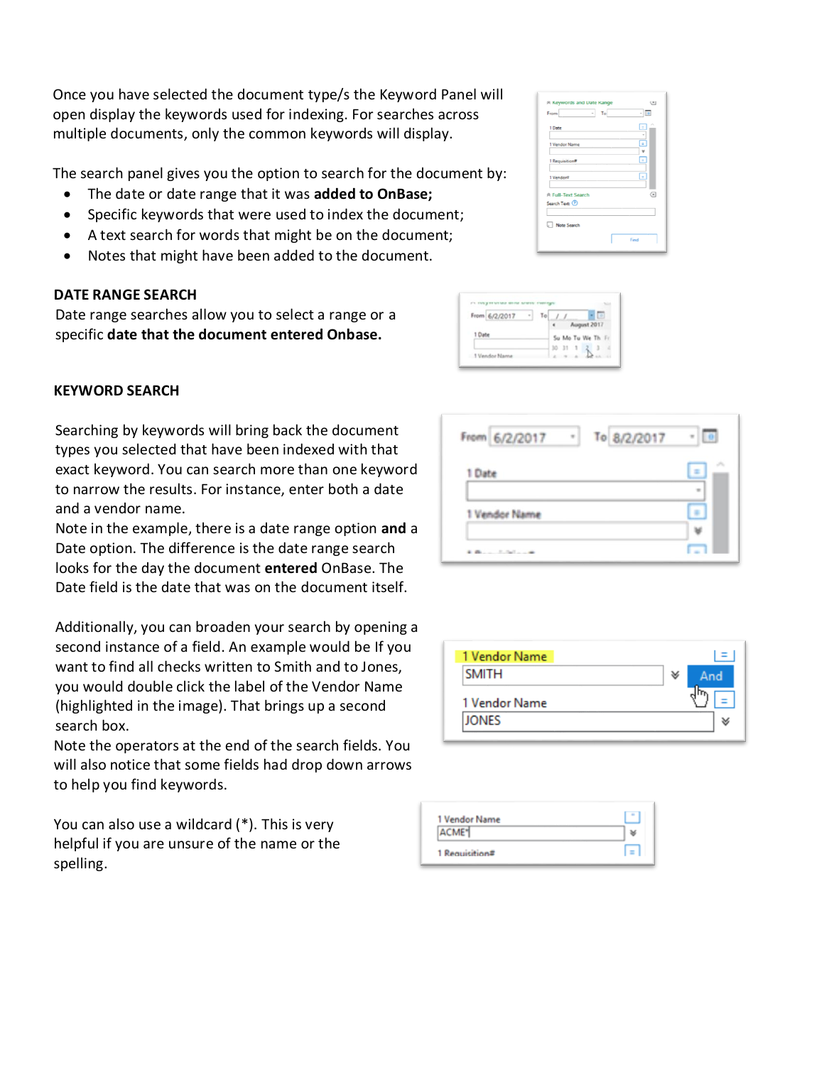Once you have selected the document type/s the Keyword Panel will open display the keywords used for indexing. For searches across multiple documents, only the common keywords will display.

The search panel gives you the option to search for the document by:

- The date or date range that it was **added to OnBase;**
- Specific keywords that were used to index the document;
- A text search for words that might be on the document;
- Notes that might have been added to the document.

**DATE RANGE SEARCH**

Date range searches allow you to select a range or a specific **date that the document entered Onbase.**

**KEYWORD SEARCH**

Searching by keywords will bring back the document types you selected that have been indexed with that exact keyword. You can search more than one keyword to narrow the results. For instance, enter both a date and a vendor name.
Note in the example, there is a date range option **and** a Date option. The difference is the date range search looks for the day the document **entered** OnBase. The Date field is the date that was on the document itself.

Additionally, you can broaden your search by opening a second instance of a field. An example would be If you want to find all checks written to Smith and to Jones, you would double click the label of the Vendor Name (highlighted in the image). That brings up a second search box.
Note the operators at the end of the search fields. You will also notice that some fields had drop down arrows to help you find keywords.

You can also use a wildcard (*). This is very helpful if you are unsure of the name or the spelling.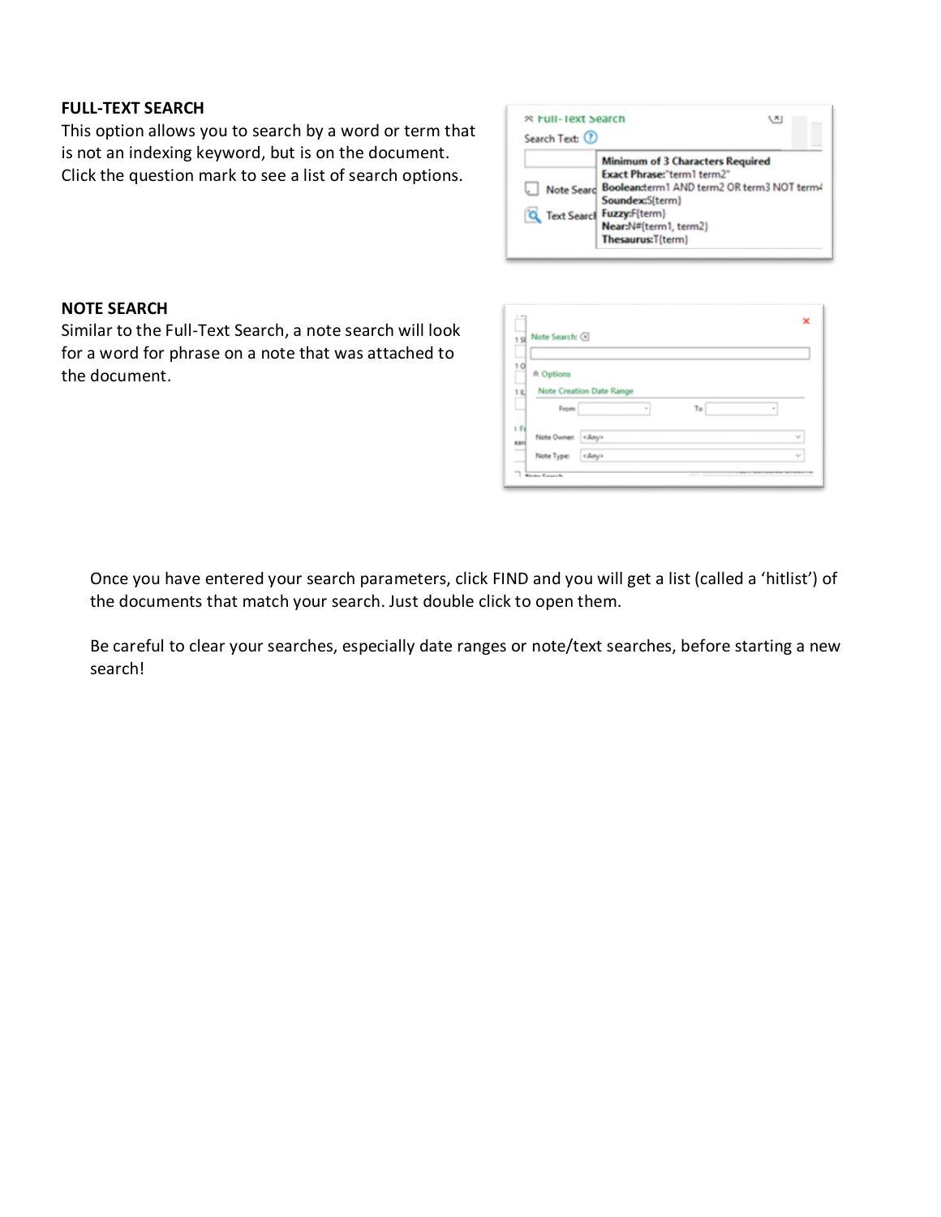**FULL-TEXT SEARCH**

This option allows you to search by a word or term that is not an indexing keyword, but is on the document. Click the question mark to see a list of search options.

**NOTE SEARCH**

Similar to the Full-Text Search, a note search will look for a word for phrase on a note that was attached to the document.

Once you have entered your search parameters, click FIND and you will get a list (called a 'hitlist') of the documents that match your search. Just double click to open them.

Be careful to clear your searches, especially date ranges or note/text searches, before starting a new search!